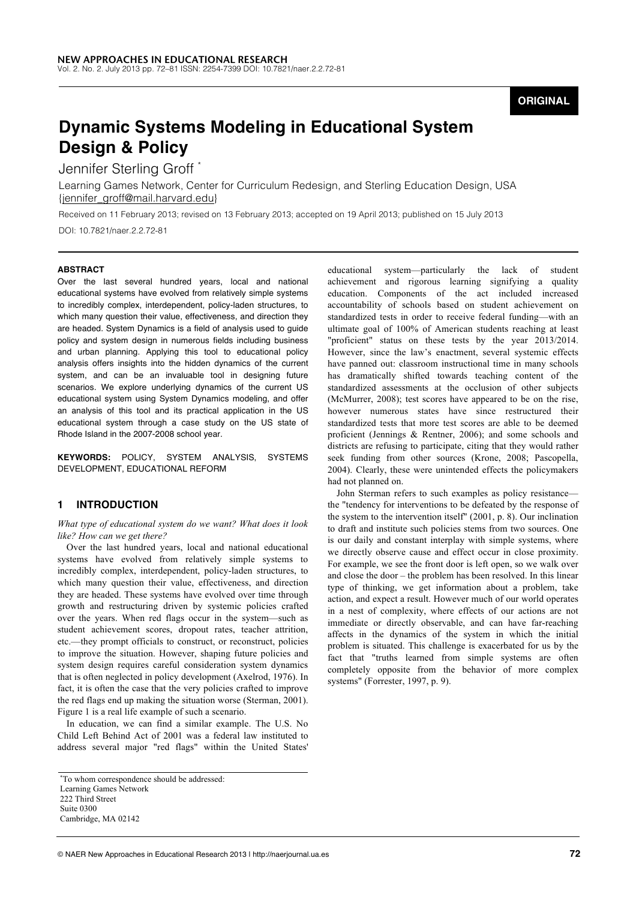**ORIGINAL**

# Dynamic Systems Modeling in Educational System Design & Policy

Jennifer Sterling Groff *

Learning Games Network, Center for Curriculum Redesign, and Sterling Education Design, USA
{jennifer_groff@mail.harvard.edu}

Received on 11 February 2013; revised on 13 February 2013; accepted on 19 April 2013; published on 15 July 2013

DOI: 10.7821/naer.2.2.72-81

## ABSTRACT

Over the last several hundred years, local and national educational systems have evolved from relatively simple systems to incredibly complex, interdependent, policy-laden structures, to which many question their value, effectiveness, and direction they are headed. System Dynamics is a field of analysis used to guide policy and system design in numerous fields including business and urban planning. Applying this tool to educational policy analysis offers insights into the hidden dynamics of the current system, and can be an invaluable tool in designing future scenarios. We explore underlying dynamics of the current US educational system using System Dynamics modeling, and offer an analysis of this tool and its practical application in the US educational system through a case study on the US state of Rhode Island in the 2007-2008 school year.

**KEYWORDS:** POLICY, SYSTEM ANALYSIS, SYSTEMS DEVELOPMENT, EDUCATIONAL REFORM

## 1 INTRODUCTION

*What type of educational system do we want? What does it look like? How can we get there?*

Over the last hundred years, local and national educational systems have evolved from relatively simple systems to incredibly complex, interdependent, policy-laden structures, to which many question their value, effectiveness, and direction they are headed. These systems have evolved over time through growth and restructuring driven by systemic policies crafted over the years. When red flags occur in the system—such as student achievement scores, dropout rates, teacher attrition, etc.—they prompt officials to construct, or reconstruct, policies to improve the situation. However, shaping future policies and system design requires careful consideration system dynamics that is often neglected in policy development (Axelrod, 1976). In fact, it is often the case that the very policies crafted to improve the red flags end up making the situation worse (Sterman, 2001). Figure 1 is a real life example of such a scenario.

In education, we can find a similar example. The U.S. No Child Left Behind Act of 2001 was a federal law instituted to address several major "red flags" within the United States' educational system—particularly the lack of student achievement and rigorous learning signifying a quality education. Components of the act included increased accountability of schools based on student achievement on standardized tests in order to receive federal funding—with an ultimate goal of 100% of American students reaching at least "proficient" status on these tests by the year 2013/2014. However, since the law's enactment, several systemic effects have panned out: classroom instructional time in many schools has dramatically shifted towards teaching content of the standardized assessments at the occlusion of other subjects (McMurrer, 2008); test scores have appeared to be on the rise, however numerous states have since restructured their standardized tests that more test scores are able to be deemed proficient (Jennings & Rentner, 2006); and some schools and districts are refusing to participate, citing that they would rather seek funding from other sources (Krone, 2008; Pascopella, 2004). Clearly, these were unintended effects the policymakers had not planned on.

John Sterman refers to such examples as policy resistance—the "tendency for interventions to be defeated by the response of the system to the intervention itself" (2001, p. 8). Our inclination to draft and institute such policies stems from two sources. One is our daily and constant interplay with simple systems, where we directly observe cause and effect occur in close proximity. For example, we see the front door is left open, so we walk over and close the door – the problem has been resolved. In this linear type of thinking, we get information about a problem, take action, and expect a result. However much of our world operates in a nest of complexity, where effects of our actions are not immediate or directly observable, and can have far-reaching affects in the dynamics of the system in which the initial problem is situated. This challenge is exacerbated for us by the fact that "truths learned from simple systems are often completely opposite from the behavior of more complex systems" (Forrester, 1997, p. 9).

*To whom correspondence should be addressed:
Learning Games Network
222 Third Street
Suite 0300
Cambridge, MA 02142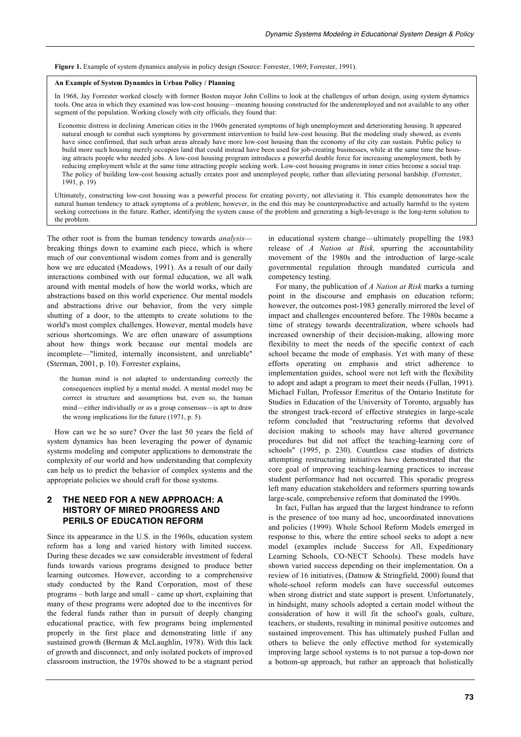**Figure 1.** Example of system dynamics analysis in policy design (Source: Forrester, 1969; Forrester, 1991).

**An Example of System Dynamics in Urban Policy / Planning**

In 1968, Jay Forrester worked closely with former Boston mayor John Collins to look at the challenges of urban design, using system dynamics tools. One area in which they examined was low-cost housing—meaning housing constructed for the underemployed and not available to any other segment of the population. Working closely with city officials, they found that:

> Economic distress in declining American cities in the 1960s generated symptoms of high unemployment and deteriorating housing. It appeared natural enough to combat such symptoms by government intervention to build low-cost housing. But the modeling study showed, as events have since confirmed, that such urban areas already have more low-cost housing than the economy of the city can sustain. Public policy to build more such housing merely occupies land that could instead have been used for job-creating businesses, while at the same time the housing attracts people who needed jobs. A low-cost housing program introduces a powerful double force for increasing unemployment, both by reducing employment while at the same time attracting people seeking work. Low-cost housing programs in inner cities become a social trap. The policy of building low-cost housing actually creates poor and unemployed people, rather than alleviating personal hardship. (Forrester, 1991, p. 19)

Ultimately, constructing low-cost housing was a powerful process for creating poverty, not alleviating it. This example demonstrates how the natural human tendency to attack symptoms of a problem; however, in the end this may be counterproductive and actually harmful to the system seeking corrections in the future. Rather, identifying the system cause of the problem and generating a high-leverage is the long-term solution to the problem.

The other root is from the human tendency towards *analysis*—breaking things down to examine each piece, which is where much of our conventional wisdom comes from and is generally how we are educated (Meadows, 1991). As a result of our daily interactions combined with our formal education, we all walk around with mental models of how the world works, which are abstractions based on this world experience. Our mental models and abstractions drive our behavior, from the very simple shutting of a door, to the attempts to create solutions to the world's most complex challenges. However, mental models have serious shortcomings. We are often unaware of assumptions about how things work because our mental models are incomplete—"limited, internally inconsistent, and unreliable" (Sterman, 2001, p. 10). Forrester explains,

> the human mind is not adapted to understanding correctly the consequences implied by a mental model. A mental model may be correct in structure and assumptions but, even so, the human mind—either individually or as a group consensus—is apt to draw the wrong implications for the future (1971, p. 5).

How can we be so sure? Over the last 50 years the field of system dynamics has been leveraging the power of dynamic systems modeling and computer applications to demonstrate the complexity of our world and how understanding that complexity can help us to predict the behavior of complex systems and the appropriate policies we should craft for those systems.

## 2 THE NEED FOR A NEW APPROACH: A HISTORY OF MIRED PROGRESS AND PERILS OF EDUCATION REFORM

Since its appearance in the U.S. in the 1960s, education system reform has a long and varied history with limited success. During these decades we saw considerable investment of federal funds towards various programs designed to produce better learning outcomes. However, according to a comprehensive study conducted by the Rand Corporation, most of these programs – both large and small – came up short, explaining that many of these programs were adopted due to the incentives for the federal funds rather than in pursuit of deeply changing educational practice, with few programs being implemented properly in the first place and demonstrating little if any sustained growth (Berman & McLaughlin, 1978). With this lack of growth and disconnect, and only isolated pockets of improved classroom instruction, the 1970s showed to be a stagnant period in educational system change—ultimately propelling the 1983 release of *A Nation at Risk,* spurring the accountability movement of the 1980s and the introduction of large-scale governmental regulation through mandated curricula and competency testing.

For many, the publication of *A Nation at Risk* marks a turning point in the discourse and emphasis on education reform; however, the outcomes post-1983 generally mirrored the level of impact and challenges encountered before. The 1980s became a time of strategy towards decentralization, where schools had increased ownership of their decision-making, allowing more flexibility to meet the needs of the specific context of each school became the mode of emphasis. Yet with many of these efforts operating on emphasis and strict adherence to implementation guides, school were not left with the flexibility to adopt and adapt a program to meet their needs (Fullan, 1991). Michael Fullan, Professor Emeritus of the Ontario Institute for Studies in Education of the University of Toronto, arguably has the strongest track-record of effective strategies in large-scale reform concluded that "restructuring reforms that devolved decision making to schools may have altered governance procedures but did not affect the teaching-learning core of schools" (1995, p. 230). Countless case studies of districts attempting restructuring initiatives have demonstrated that the core goal of improving teaching-learning practices to increase student performance had not occurred. This sporadic progress left many education stakeholders and reformers spurring towards large-scale, comprehensive reform that dominated the 1990s.

In fact, Fullan has argued that the largest hindrance to reform is the presence of too many ad hoc, uncoordinated innovations and policies (1999). Whole School Reform Models emerged in response to this, where the entire school seeks to adopt a new model (examples include Success for All, Expeditionary Learning Schools, CO-NECT Schools). These models have shown varied success depending on their implementation. On a review of 16 initiatives, (Datnow & Stringfield, 2000) found that whole-school reform models can have successful outcomes when strong district and state support is present. Unfortunately, in hindsight, many schools adopted a certain model without the consideration of how it will fit the school's goals, culture, teachers, or students, resulting in minimal positive outcomes and sustained improvement. This has ultimately pushed Fullan and others to believe the only effective method for systemically improving large school systems is to not pursue a top-down nor a bottom-up approach, but rather an approach that holistically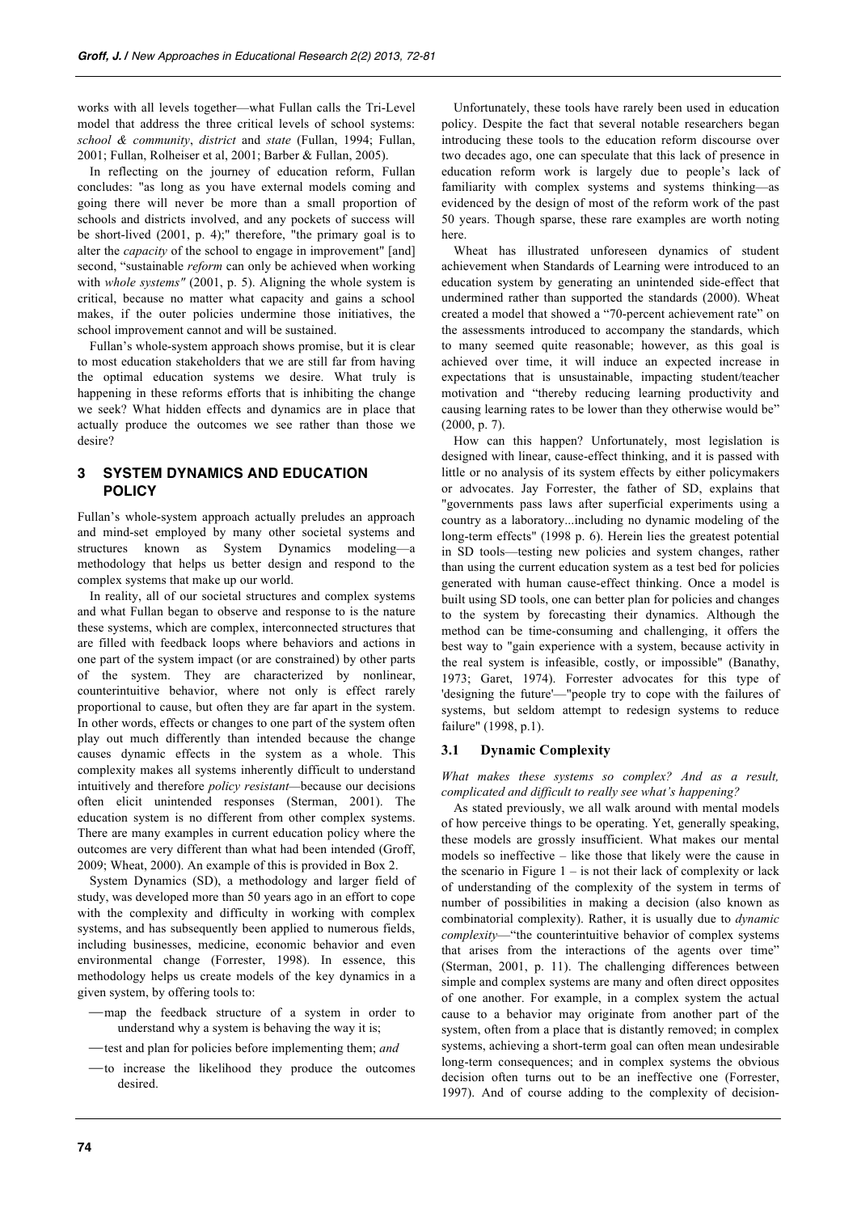works with all levels together—what Fullan calls the Tri-Level model that address the three critical levels of school systems: *school & community*, *district* and *state* (Fullan, 1994; Fullan, 2001; Fullan, Rolheiser et al, 2001; Barber & Fullan, 2005).

In reflecting on the journey of education reform, Fullan concludes: "as long as you have external models coming and going there will never be more than a small proportion of schools and districts involved, and any pockets of success will be short-lived (2001, p. 4);" therefore, "the primary goal is to alter the *capacity* of the school to engage in improvement" [and] second, "sustainable *reform* can only be achieved when working with *whole systems"* (2001, p. 5). Aligning the whole system is critical, because no matter what capacity and gains a school makes, if the outer policies undermine those initiatives, the school improvement cannot and will be sustained.

Fullan's whole-system approach shows promise, but it is clear to most education stakeholders that we are still far from having the optimal education systems we desire. What truly is happening in these reforms efforts that is inhibiting the change we seek? What hidden effects and dynamics are in place that actually produce the outcomes we see rather than those we desire?

## 3 SYSTEM DYNAMICS AND EDUCATION POLICY

Fullan's whole-system approach actually preludes an approach and mind-set employed by many other societal systems and structures known as System Dynamics modeling—a methodology that helps us better design and respond to the complex systems that make up our world.

In reality, all of our societal structures and complex systems and what Fullan began to observe and response to is the nature these systems, which are complex, interconnected structures that are filled with feedback loops where behaviors and actions in one part of the system impact (or are constrained) by other parts of the system. They are characterized by nonlinear, counterintuitive behavior, where not only is effect rarely proportional to cause, but often they are far apart in the system. In other words, effects or changes to one part of the system often play out much differently than intended because the change causes dynamic effects in the system as a whole. This complexity makes all systems inherently difficult to understand intuitively and therefore *policy resistant*—because our decisions often elicit unintended responses (Sterman, 2001). The education system is no different from other complex systems. There are many examples in current education policy where the outcomes are very different than what had been intended (Groff, 2009; Wheat, 2000). An example of this is provided in Box 2.

System Dynamics (SD), a methodology and larger field of study, was developed more than 50 years ago in an effort to cope with the complexity and difficulty in working with complex systems, and has subsequently been applied to numerous fields, including businesses, medicine, economic behavior and even environmental change (Forrester, 1998). In essence, this methodology helps us create models of the key dynamics in a given system, by offering tools to:

- map the feedback structure of a system in order to understand why a system is behaving the way it is;
- test and plan for policies before implementing them; *and*
- to increase the likelihood they produce the outcomes desired.

Unfortunately, these tools have rarely been used in education policy. Despite the fact that several notable researchers began introducing these tools to the education reform discourse over two decades ago, one can speculate that this lack of presence in education reform work is largely due to people's lack of familiarity with complex systems and systems thinking—as evidenced by the design of most of the reform work of the past 50 years. Though sparse, these rare examples are worth noting here.

Wheat has illustrated unforeseen dynamics of student achievement when Standards of Learning were introduced to an education system by generating an unintended side-effect that undermined rather than supported the standards (2000). Wheat created a model that showed a "70-percent achievement rate" on the assessments introduced to accompany the standards, which to many seemed quite reasonable; however, as this goal is achieved over time, it will induce an expected increase in expectations that is unsustainable, impacting student/teacher motivation and "thereby reducing learning productivity and causing learning rates to be lower than they otherwise would be" (2000, p. 7).

How can this happen? Unfortunately, most legislation is designed with linear, cause-effect thinking, and it is passed with little or no analysis of its system effects by either policymakers or advocates. Jay Forrester, the father of SD, explains that "governments pass laws after superficial experiments using a country as a laboratory...including no dynamic modeling of the long-term effects" (1998 p. 6). Herein lies the greatest potential in SD tools—testing new policies and system changes, rather than using the current education system as a test bed for policies generated with human cause-effect thinking. Once a model is built using SD tools, one can better plan for policies and changes to the system by forecasting their dynamics. Although the method can be time-consuming and challenging, it offers the best way to "gain experience with a system, because activity in the real system is infeasible, costly, or impossible" (Banathy, 1973; Garet, 1974). Forrester advocates for this type of 'designing the future'—"people try to cope with the failures of systems, but seldom attempt to redesign systems to reduce failure" (1998, p.1).

### 3.1 Dynamic Complexity

*What makes these systems so complex? And as a result, complicated and difficult to really see what's happening?*

As stated previously, we all walk around with mental models of how perceive things to be operating. Yet, generally speaking, these models are grossly insufficient. What makes our mental models so ineffective – like those that likely were the cause in the scenario in Figure 1 – is not their lack of complexity or lack of understanding of the complexity of the system in terms of number of possibilities in making a decision (also known as combinatorial complexity). Rather, it is usually due to *dynamic complexity*—"the counterintuitive behavior of complex systems that arises from the interactions of the agents over time" (Sterman, 2001, p. 11). The challenging differences between simple and complex systems are many and often direct opposites of one another. For example, in a complex system the actual cause to a behavior may originate from another part of the system, often from a place that is distantly removed; in complex systems, achieving a short-term goal can often mean undesirable long-term consequences; and in complex systems the obvious decision often turns out to be an ineffective one (Forrester, 1997). And of course adding to the complexity of decision-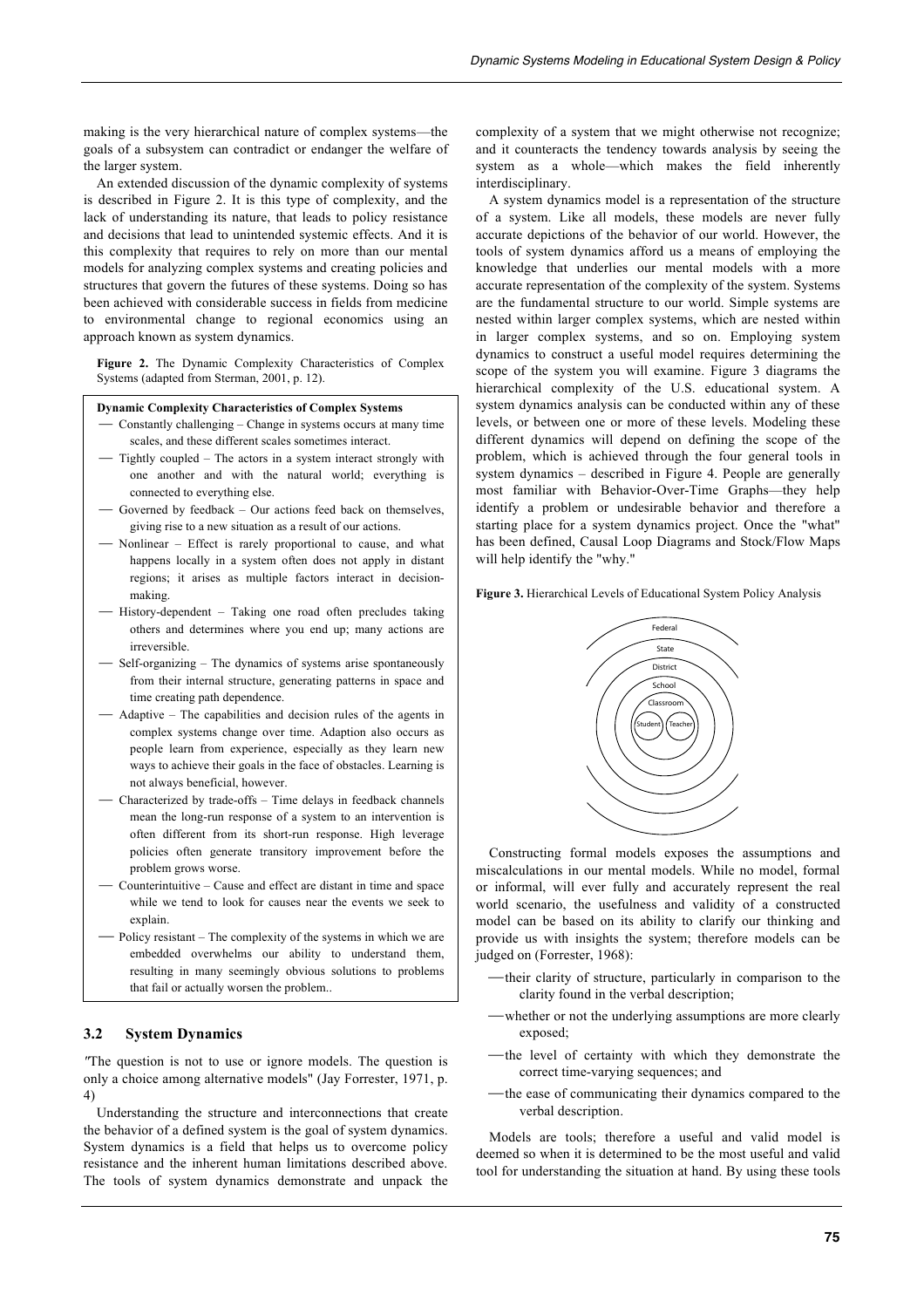making is the very hierarchical nature of complex systems—the goals of a subsystem can contradict or endanger the welfare of the larger system.

An extended discussion of the dynamic complexity of systems is described in Figure 2. It is this type of complexity, and the lack of understanding its nature, that leads to policy resistance and decisions that lead to unintended systemic effects. And it is this complexity that requires to rely on more than our mental models for analyzing complex systems and creating policies and structures that govern the futures of these systems. Doing so has been achieved with considerable success in fields from medicine to environmental change to regional economics using an approach known as system dynamics.

**Figure 2.** The Dynamic Complexity Characteristics of Complex Systems (adapted from Sterman, 2001, p. 12).

**Dynamic Complexity Characteristics of Complex Systems**

- Constantly challenging – Change in systems occurs at many time scales, and these different scales sometimes interact.
- Tightly coupled – The actors in a system interact strongly with one another and with the natural world; everything is connected to everything else.
- Governed by feedback – Our actions feed back on themselves, giving rise to a new situation as a result of our actions.
- Nonlinear – Effect is rarely proportional to cause, and what happens locally in a system often does not apply in distant regions; it arises as multiple factors interact in decision-making.
- History-dependent – Taking one road often precludes taking others and determines where you end up; many actions are irreversible.
- Self-organizing – The dynamics of systems arise spontaneously from their internal structure, generating patterns in space and time creating path dependence.
- Adaptive – The capabilities and decision rules of the agents in complex systems change over time. Adaption also occurs as people learn from experience, especially as they learn new ways to achieve their goals in the face of obstacles. Learning is not always beneficial, however.
- Characterized by trade-offs – Time delays in feedback channels mean the long-run response of a system to an intervention is often different from its short-run response. High leverage policies often generate transitory improvement before the problem grows worse.
- Counterintuitive – Cause and effect are distant in time and space while we tend to look for causes near the events we seek to explain.
- Policy resistant – The complexity of the systems in which we are embedded overwhelms our ability to understand them, resulting in many seemingly obvious solutions to problems that fail or actually worsen the problem..

### 3.2 System Dynamics

"The question is not to use or ignore models. The question is only a choice among alternative models" (Jay Forrester, 1971, p. 4)

Understanding the structure and interconnections that create the behavior of a defined system is the goal of system dynamics. System dynamics is a field that helps us to overcome policy resistance and the inherent human limitations described above. The tools of system dynamics demonstrate and unpack the complexity of a system that we might otherwise not recognize; and it counteracts the tendency towards analysis by seeing the system as a whole—which makes the field inherently interdisciplinary.

A system dynamics model is a representation of the structure of a system. Like all models, these models are never fully accurate depictions of the behavior of our world. However, the tools of system dynamics afford us a means of employing the knowledge that underlies our mental models with a more accurate representation of the complexity of the system. Systems are the fundamental structure to our world. Simple systems are nested within larger complex systems, which are nested within in larger complex systems, and so on. Employing system dynamics to construct a useful model requires determining the scope of the system you will examine. Figure 3 diagrams the hierarchical complexity of the U.S. educational system. A system dynamics analysis can be conducted within any of these levels, or between one or more of these levels. Modeling these different dynamics will depend on defining the scope of the problem, which is achieved through the four general tools in system dynamics – described in Figure 4. People are generally most familiar with Behavior-Over-Time Graphs—they help identify a problem or undesirable behavior and therefore a starting place for a system dynamics project. Once the "what" has been defined, Causal Loop Diagrams and Stock/Flow Maps will help identify the "why."

**Figure 3.** Hierarchical Levels of Educational System Policy Analysis

Federal
State
District
School
Classroom
Student Teacher

Constructing formal models exposes the assumptions and miscalculations in our mental models. While no model, formal or informal, will ever fully and accurately represent the real world scenario, the usefulness and validity of a constructed model can be based on its ability to clarify our thinking and provide us with insights the system; therefore models can be judged on (Forrester, 1968):

- their clarity of structure, particularly in comparison to the clarity found in the verbal description;
- whether or not the underlying assumptions are more clearly exposed;
- the level of certainty with which they demonstrate the correct time-varying sequences; and
- the ease of communicating their dynamics compared to the verbal description.

Models are tools; therefore a useful and valid model is deemed so when it is determined to be the most useful and valid tool for understanding the situation at hand. By using these tools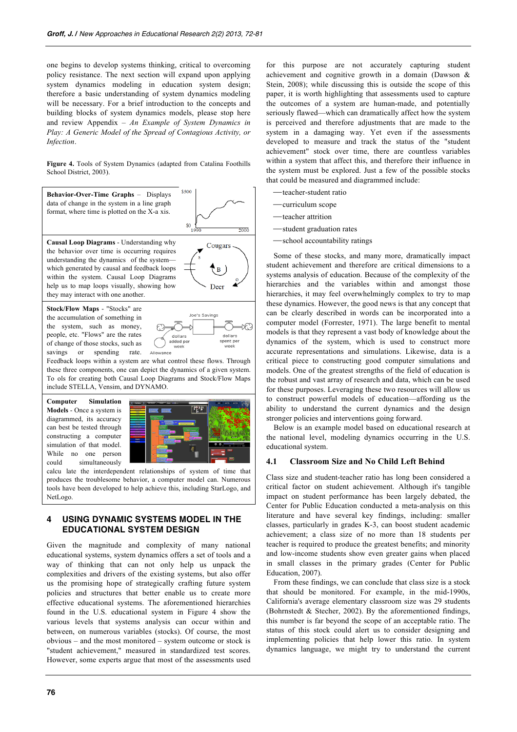one begins to develop systems thinking, critical to overcoming policy resistance. The next section will expand upon applying system dynamics modeling in education system design; therefore a basic understanding of system dynamics modeling will be necessary. For a brief introduction to the concepts and building blocks of system dynamics models, please stop here and review Appendix – *An Example of System Dynamics in Play: A Generic Model of the Spread of Contagious Activity, or Infection*.

**Figure 4.** Tools of System Dynamics (adapted from Catalina Foothills School District, 2003).

**Behavior-Over-Time Graphs** – Displays data of change in the system in a line graph format, where time is plotted on the X-a xis.

**Causal Loop Diagrams** - Understanding why the behavior over time is occurring requires understanding the dynamics of the system—which generated by causal and feedback loops within the system. Causal Loop Diagrams help us to map loops visually, showing how they may interact with one another.

**Stock/Flow Maps** - "Stocks" are the accumulation of something in the system, such as money, people, etc. "Flows" are the rates of change of those stocks, such as savings or spending rate. Feedback loops within a system are what control these flows. Through these three components, one can depict the dynamics of a given system. To ols for creating both Causal Loop Diagrams and Stock/Flow Maps include STELLA, Vensim, and DYNAMO.

**Computer Simulation Models** - Once a system is diagrammed, its accuracy can best be tested through constructing a computer simulation of that model. While no one person could simultaneously calcu late the interdependent relationships of system of time that produces the troublesome behavior, a computer model can. Numerous tools have been developed to help achieve this, including StarLogo, and NetLogo.

## 4 USING DYNAMIC SYSTEMS MODEL IN THE EDUCATIONAL SYSTEM DESIGN

Given the magnitude and complexity of many national educational systems, system dynamics offers a set of tools and a way of thinking that can not only help us unpack the complexities and drivers of the existing systems, but also offer us the promising hope of strategically crafting future system policies and structures that better enable us to create more effective educational systems. The aforementioned hierarchies found in the U.S. educational system in Figure 4 show the various levels that systems analysis can occur within and between, on numerous variables (stocks). Of course, the most obvious – and the most monitored – system outcome or stock is "student achievement," measured in standardized test scores. However, some experts argue that most of the assessments used for this purpose are not accurately capturing student achievement and cognitive growth in a domain (Dawson & Stein, 2008); while discussing this is outside the scope of this paper, it is worth highlighting that assessments used to capture the outcomes of a system are human-made, and potentially seriously flawed—which can dramatically affect how the system is perceived and therefore adjustments that are made to the system in a damaging way. Yet even if the assessments developed to measure and track the status of the "student achievement" stock over time, there are countless variables within a system that affect this, and therefore their influence in the system must be explored. Just a few of the possible stocks that could be measured and diagrammed include:

- teacher-student ratio
- curriculum scope
- teacher attrition
- student graduation rates
- school accountability ratings

Some of these stocks, and many more, dramatically impact student achievement and therefore are critical dimensions to a systems analysis of education. Because of the complexity of the hierarchies and the variables within and amongst those hierarchies, it may feel overwhelmingly complex to try to map these dynamics. However, the good news is that any concept that can be clearly described in words can be incorporated into a computer model (Forrester, 1971). The large benefit to mental models is that they represent a vast body of knowledge about the dynamics of the system, which is used to construct more accurate representations and simulations. Likewise, data is a critical piece to constructing good computer simulations and models. One of the greatest strengths of the field of education is the robust and vast array of research and data, which can be used for these purposes. Leveraging these two resources will allow us to construct powerful models of education—affording us the ability to understand the current dynamics and the design stronger policies and interventions going forward.

Below is an example model based on educational research at the national level, modeling dynamics occurring in the U.S. educational system.

### 4.1 Classroom Size and No Child Left Behind

Class size and student-teacher ratio has long been considered a critical factor on student achievement. Although it's tangible impact on student performance has been largely debated, the Center for Public Education conducted a meta-analysis on this literature and have several key findings, including: smaller classes, particularly in grades K-3, can boost student academic achievement; a class size of no more than 18 students per teacher is required to produce the greatest benefits; and minority and low-income students show even greater gains when placed in small classes in the primary grades (Center for Public Education, 2007).

From these findings, we can conclude that class size is a stock that should be monitored. For example, in the mid-1990s, California's average elementary classroom size was 29 students (Bohrnstedt & Stecher, 2002). By the aforementioned findings, this number is far beyond the scope of an acceptable ratio. The status of this stock could alert us to consider designing and implementing policies that help lower this ratio. In system dynamics language, we might try to understand the current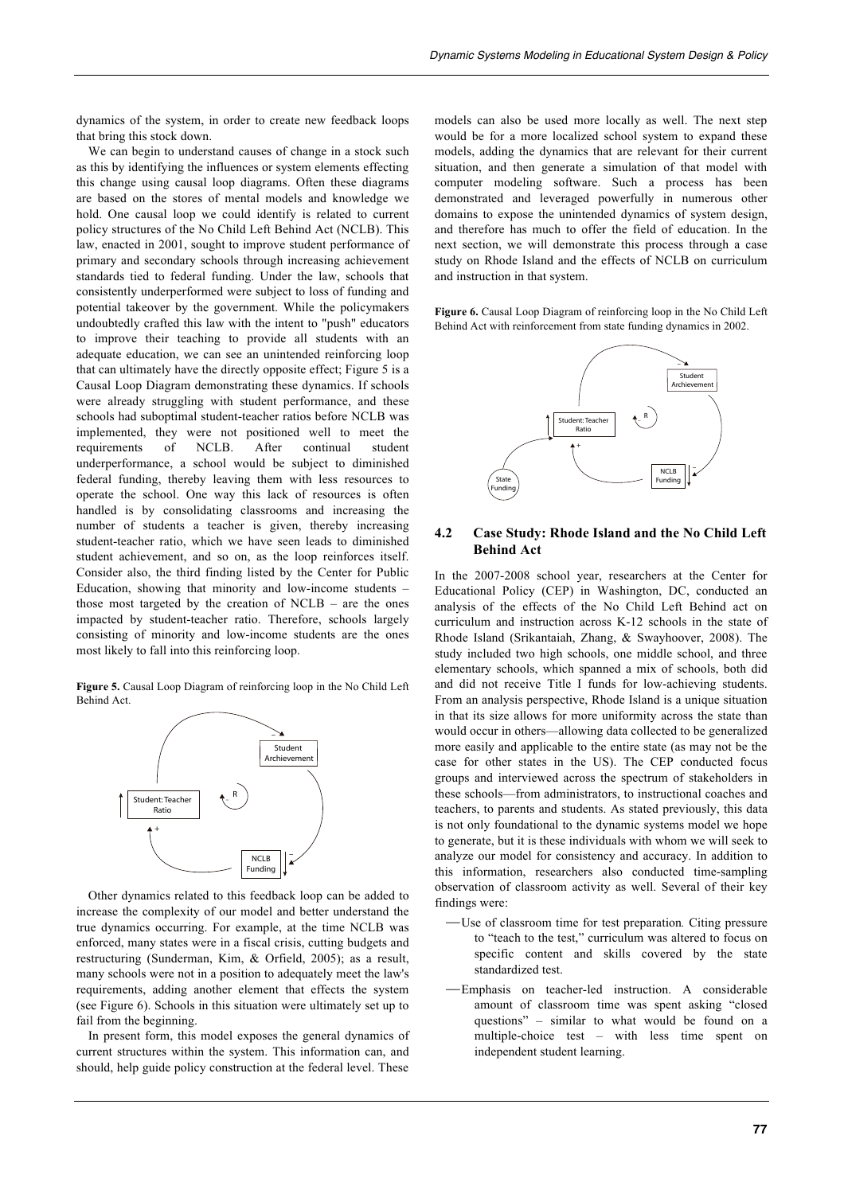dynamics of the system, in order to create new feedback loops that bring this stock down.

We can begin to understand causes of change in a stock such as this by identifying the influences or system elements effecting this change using causal loop diagrams. Often these diagrams are based on the stores of mental models and knowledge we hold. One causal loop we could identify is related to current policy structures of the No Child Left Behind Act (NCLB). This law, enacted in 2001, sought to improve student performance of primary and secondary schools through increasing achievement standards tied to federal funding. Under the law, schools that consistently underperformed were subject to loss of funding and potential takeover by the government. While the policymakers undoubtedly crafted this law with the intent to "push" educators to improve their teaching to provide all students with an adequate education, we can see an unintended reinforcing loop that can ultimately have the directly opposite effect; Figure 5 is a Causal Loop Diagram demonstrating these dynamics. If schools were already struggling with student performance, and these schools had suboptimal student-teacher ratios before NCLB was implemented, they were not positioned well to meet the requirements of NCLB. After continual student underperformance, a school would be subject to diminished federal funding, thereby leaving them with less resources to operate the school. One way this lack of resources is often handled is by consolidating classrooms and increasing the number of students a teacher is given, thereby increasing student-teacher ratio, which we have seen leads to diminished student achievement, and so on, as the loop reinforces itself. Consider also, the third finding listed by the Center for Public Education, showing that minority and low-income students – those most targeted by the creation of NCLB – are the ones impacted by student-teacher ratio. Therefore, schools largely consisting of minority and low-income students are the ones most likely to fall into this reinforcing loop.

**Figure 5.** Causal Loop Diagram of reinforcing loop in the No Child Left Behind Act.

Other dynamics related to this feedback loop can be added to increase the complexity of our model and better understand the true dynamics occurring. For example, at the time NCLB was enforced, many states were in a fiscal crisis, cutting budgets and restructuring (Sunderman, Kim, & Orfield, 2005); as a result, many schools were not in a position to adequately meet the law's requirements, adding another element that effects the system (see Figure 6). Schools in this situation were ultimately set up to fail from the beginning.

In present form, this model exposes the general dynamics of current structures within the system. This information can, and should, help guide policy construction at the federal level. These models can also be used more locally as well. The next step would be for a more localized school system to expand these models, adding the dynamics that are relevant for their current situation, and then generate a simulation of that model with computer modeling software. Such a process has been demonstrated and leveraged powerfully in numerous other domains to expose the unintended dynamics of system design, and therefore has much to offer the field of education. In the next section, we will demonstrate this process through a case study on Rhode Island and the effects of NCLB on curriculum and instruction in that system.

**Figure 6.** Causal Loop Diagram of reinforcing loop in the No Child Left Behind Act with reinforcement from state funding dynamics in 2002.

## 4.2 Case Study: Rhode Island and the No Child Left Behind Act

In the 2007-2008 school year, researchers at the Center for Educational Policy (CEP) in Washington, DC, conducted an analysis of the effects of the No Child Left Behind act on curriculum and instruction across K-12 schools in the state of Rhode Island (Srikantaiah, Zhang, & Swayhoover, 2008). The study included two high schools, one middle school, and three elementary schools, which spanned a mix of schools, both did and did not receive Title I funds for low-achieving students. From an analysis perspective, Rhode Island is a unique situation in that its size allows for more uniformity across the state than would occur in others—allowing data collected to be generalized more easily and applicable to the entire state (as may not be the case for other states in the US). The CEP conducted focus groups and interviewed across the spectrum of stakeholders in these schools—from administrators, to instructional coaches and teachers, to parents and students. As stated previously, this data is not only foundational to the dynamic systems model we hope to generate, but it is these individuals with whom we will seek to analyze our model for consistency and accuracy. In addition to this information, researchers also conducted time-sampling observation of classroom activity as well. Several of their key findings were:

- —Use of classroom time for test preparation*.* Citing pressure to "teach to the test," curriculum was altered to focus on specific content and skills covered by the state standardized test.
- —Emphasis on teacher-led instruction. A considerable amount of classroom time was spent asking "closed questions" – similar to what would be found on a multiple-choice test – with less time spent on independent student learning.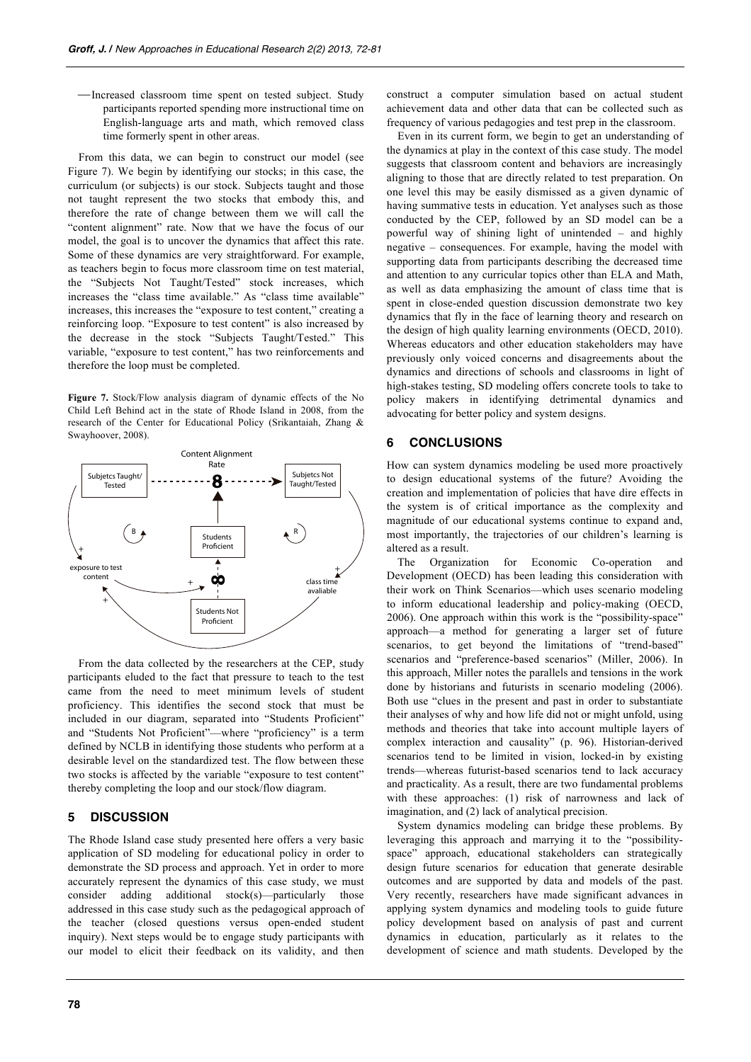—Increased classroom time spent on tested subject. Study participants reported spending more instructional time on English-language arts and math, which removed class time formerly spent in other areas.

From this data, we can begin to construct our model (see Figure 7). We begin by identifying our stocks; in this case, the curriculum (or subjects) is our stock. Subjects taught and those not taught represent the two stocks that embody this, and therefore the rate of change between them we will call the "content alignment" rate. Now that we have the focus of our model, the goal is to uncover the dynamics that affect this rate. Some of these dynamics are very straightforward. For example, as teachers begin to focus more classroom time on test material, the "Subjects Not Taught/Tested" stock increases, which increases the "class time available." As "class time available" increases, this increases the "exposure to test content," creating a reinforcing loop. "Exposure to test content" is also increased by the decrease in the stock "Subjects Taught/Tested." This variable, "exposure to test content," has two reinforcements and therefore the loop must be completed.

**Figure 7.** Stock/Flow analysis diagram of dynamic effects of the No Child Left Behind act in the state of Rhode Island in 2008, from the research of the Center for Educational Policy (Srikantaiah, Zhang & Swayhoover, 2008).

From the data collected by the researchers at the CEP, study participants eluded to the fact that pressure to teach to the test came from the need to meet minimum levels of student proficiency. This identifies the second stock that must be included in our diagram, separated into "Students Proficient" and "Students Not Proficient"—where "proficiency" is a term defined by NCLB in identifying those students who perform at a desirable level on the standardized test. The flow between these two stocks is affected by the variable "exposure to test content" thereby completing the loop and our stock/flow diagram.

## 5 DISCUSSION

The Rhode Island case study presented here offers a very basic application of SD modeling for educational policy in order to demonstrate the SD process and approach. Yet in order to more accurately represent the dynamics of this case study, we must consider adding additional stock(s)—particularly those addressed in this case study such as the pedagogical approach of the teacher (closed questions versus open-ended student inquiry). Next steps would be to engage study participants with our model to elicit their feedback on its validity, and then construct a computer simulation based on actual student achievement data and other data that can be collected such as frequency of various pedagogies and test prep in the classroom.

Even in its current form, we begin to get an understanding of the dynamics at play in the context of this case study. The model suggests that classroom content and behaviors are increasingly aligning to those that are directly related to test preparation. On one level this may be easily dismissed as a given dynamic of having summative tests in education. Yet analyses such as those conducted by the CEP, followed by an SD model can be a powerful way of shining light of unintended – and highly negative – consequences. For example, having the model with supporting data from participants describing the decreased time and attention to any curricular topics other than ELA and Math, as well as data emphasizing the amount of class time that is spent in close-ended question discussion demonstrate two key dynamics that fly in the face of learning theory and research on the design of high quality learning environments (OECD, 2010). Whereas educators and other education stakeholders may have previously only voiced concerns and disagreements about the dynamics and directions of schools and classrooms in light of high-stakes testing, SD modeling offers concrete tools to take to policy makers in identifying detrimental dynamics and advocating for better policy and system designs.

## 6 CONCLUSIONS

How can system dynamics modeling be used more proactively to design educational systems of the future? Avoiding the creation and implementation of policies that have dire effects in the system is of critical importance as the complexity and magnitude of our educational systems continue to expand and, most importantly, the trajectories of our children's learning is altered as a result.

The Organization for Economic Co-operation and Development (OECD) has been leading this consideration with their work on Think Scenarios—which uses scenario modeling to inform educational leadership and policy-making (OECD, 2006). One approach within this work is the "possibility-space" approach—a method for generating a larger set of future scenarios, to get beyond the limitations of "trend-based" scenarios and "preference-based scenarios" (Miller, 2006). In this approach, Miller notes the parallels and tensions in the work done by historians and futurists in scenario modeling (2006). Both use "clues in the present and past in order to substantiate their analyses of why and how life did not or might unfold, using methods and theories that take into account multiple layers of complex interaction and causality" (p. 96). Historian-derived scenarios tend to be limited in vision, locked-in by existing trends—whereas futurist-based scenarios tend to lack accuracy and practicality. As a result, there are two fundamental problems with these approaches: (1) risk of narrowness and lack of imagination, and (2) lack of analytical precision.

System dynamics modeling can bridge these problems. By leveraging this approach and marrying it to the "possibility-space" approach, educational stakeholders can strategically design future scenarios for education that generate desirable outcomes and are supported by data and models of the past. Very recently, researchers have made significant advances in applying system dynamics and modeling tools to guide future policy development based on analysis of past and current dynamics in education, particularly as it relates to the development of science and math students. Developed by the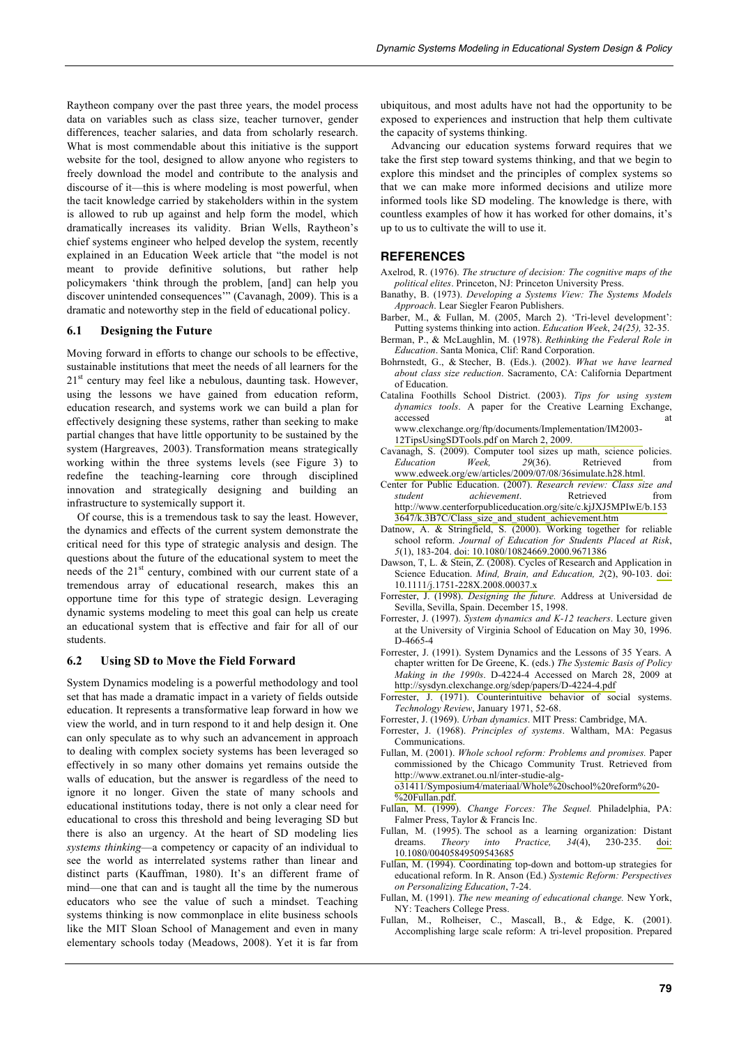Raytheon company over the past three years, the model process data on variables such as class size, teacher turnover, gender differences, teacher salaries, and data from scholarly research. What is most commendable about this initiative is the support website for the tool, designed to allow anyone who registers to freely download the model and contribute to the analysis and discourse of it—this is where modeling is most powerful, when the tacit knowledge carried by stakeholders within in the system is allowed to rub up against and help form the model, which dramatically increases its validity. Brian Wells, Raytheon's chief systems engineer who helped develop the system, recently explained in an Education Week article that "the model is not meant to provide definitive solutions, but rather help policymakers 'think through the problem, [and] can help you discover unintended consequences'" (Cavanagh, 2009). This is a dramatic and noteworthy step in the field of educational policy.

### 6.1 Designing the Future

Moving forward in efforts to change our schools to be effective, sustainable institutions that meet the needs of all learners for the 21st century may feel like a nebulous, daunting task. However, using the lessons we have gained from education reform, education research, and systems work we can build a plan for effectively designing these systems, rather than seeking to make partial changes that have little opportunity to be sustained by the system (Hargreaves, 2003). Transformation means strategically working within the three systems levels (see Figure 3) to redefine the teaching-learning core through disciplined innovation and strategically designing and building an infrastructure to systemically support it.

Of course, this is a tremendous task to say the least. However, the dynamics and effects of the current system demonstrate the critical need for this type of strategic analysis and design. The questions about the future of the educational system to meet the needs of the 21st century, combined with our current state of a tremendous array of educational research, makes this an opportune time for this type of strategic design. Leveraging dynamic systems modeling to meet this goal can help us create an educational system that is effective and fair for all of our students.

### 6.2 Using SD to Move the Field Forward

System Dynamics modeling is a powerful methodology and tool set that has made a dramatic impact in a variety of fields outside education. It represents a transformative leap forward in how we view the world, and in turn respond to it and help design it. One can only speculate as to why such an advancement in approach to dealing with complex society systems has been leveraged so effectively in so many other domains yet remains outside the walls of education, but the answer is regardless of the need to ignore it no longer. Given the state of many schools and educational institutions today, there is not only a clear need for educational to cross this threshold and being leveraging SD but there is also an urgency. At the heart of SD modeling lies *systems thinking*—a competency or capacity of an individual to see the world as interrelated systems rather than linear and distinct parts (Kauffman, 1980). It's an different frame of mind—one that can and is taught all the time by the numerous educators who see the value of such a mindset. Teaching systems thinking is now commonplace in elite business schools like the MIT Sloan School of Management and even in many elementary schools today (Meadows, 2008). Yet it is far from ubiquitous, and most adults have not had the opportunity to be exposed to experiences and instruction that help them cultivate the capacity of systems thinking.

Advancing our education systems forward requires that we take the first step toward systems thinking, and that we begin to explore this mindset and the principles of complex systems so that we can make more informed decisions and utilize more informed tools like SD modeling. The knowledge is there, with countless examples of how it has worked for other domains, it's up to us to cultivate the will to use it.

## REFERENCES

Axelrod, R. (1976). *The structure of decision: The cognitive maps of the political elites*. Princeton, NJ: Princeton University Press.

Banathy, B. (1973). *Developing a Systems View: The Systems Models Approach*. Lear Siegler Fearon Publishers.

Barber, M., & Fullan, M. (2005, March 2). 'Tri-level development': Putting systems thinking into action. *Education Week*, *24(25),* 32-35.

Berman, P., & McLaughlin, M. (1978). *Rethinking the Federal Role in Education*. Santa Monica, Clif: Rand Corporation.

Bohrnstedt, G., & Stecher, B. (Eds.). (2002). *What we have learned about class size reduction*. Sacramento, CA: California Department of Education.

Catalina Foothills School District. (2003). *Tips for using system dynamics tools*. A paper for the Creative Learning Exchange, accessed at www.clexchange.org/ftp/documents/Implementation/IM2003-12TipsUsingSDTools.pdf on March 2, 2009.

Cavanagh, S. (2009). Computer tool sizes up math, science policies. *Education Week, 29*(36). Retrieved from www.edweek.org/ew/articles/2009/07/08/36simulate.h28.html.

Center for Public Education. (2007). *Research review: Class size and student achievement*. Retrieved from http://www.centerforpubliceducation.org/site/c.kjJXJ5MPIwE/b.1533647/k.3B7C/Class_size_and_student_achievement.htm

Datnow, A. & Stringfield, S. (2000). Working together for reliable school reform. *Journal of Education for Students Placed at Risk*, *5*(1), 183-204. doi: 10.1080/10824669.2000.9671386

Dawson, T, L. & Stein, Z. (2008). Cycles of Research and Application in Science Education. *Mind, Brain, and Education, 2*(2), 90-103. doi: 10.1111/j.1751-228X.2008.00037.x

Forrester, J. (1998). *Designing the future.* Address at Universidad de Sevilla, Sevilla, Spain. December 15, 1998.

Forrester, J. (1997). *System dynamics and K-12 teachers*. Lecture given at the University of Virginia School of Education on May 30, 1996. D-4665-4

Forrester, J. (1991). System Dynamics and the Lessons of 35 Years. A chapter written for De Greene, K. (eds.) *The Systemic Basis of Policy Making in the 1990s*. D-4224-4 Accessed on March 28, 2009 at http://sysdyn.clexchange.org/sdep/papers/D-4224-4.pdf

Forrester, J. (1971). Counterintuitive behavior of social systems. *Technology Review*, January 1971, 52-68.

Forrester, J. (1969). *Urban dynamics*. MIT Press: Cambridge, MA.

Forrester, J. (1968). *Principles of systems*. Waltham, MA: Pegasus Communications.

Fullan, M. (2001). *Whole school reform: Problems and promises.* Paper commissioned by the Chicago Community Trust. Retrieved from http://www.extranet.ou.nl/inter-studie-alg-o31411/Symposium4/materiaal/Whole%20school%20reform%20-%20Fullan.pdf.

Fullan, M. (1999). *Change Forces: The Sequel.* Philadelphia, PA: Falmer Press, Taylor & Francis Inc.

Fullan, M. (1995). The school as a learning organization: Distant dreams. *Theory into Practice, 34*(4), 230-235. doi: 10.1080/00405849509543685

Fullan, M. (1994). Coordinating top-down and bottom-up strategies for educational reform. In R. Anson (Ed.) *Systemic Reform: Perspectives on Personalizing Education*, 7-24.

Fullan, M. (1991). *The new meaning of educational change.* New York, NY: Teachers College Press.

Fullan, M., Rolheiser, C., Mascall, B., & Edge, K. (2001). Accomplishing large scale reform: A tri-level proposition. Prepared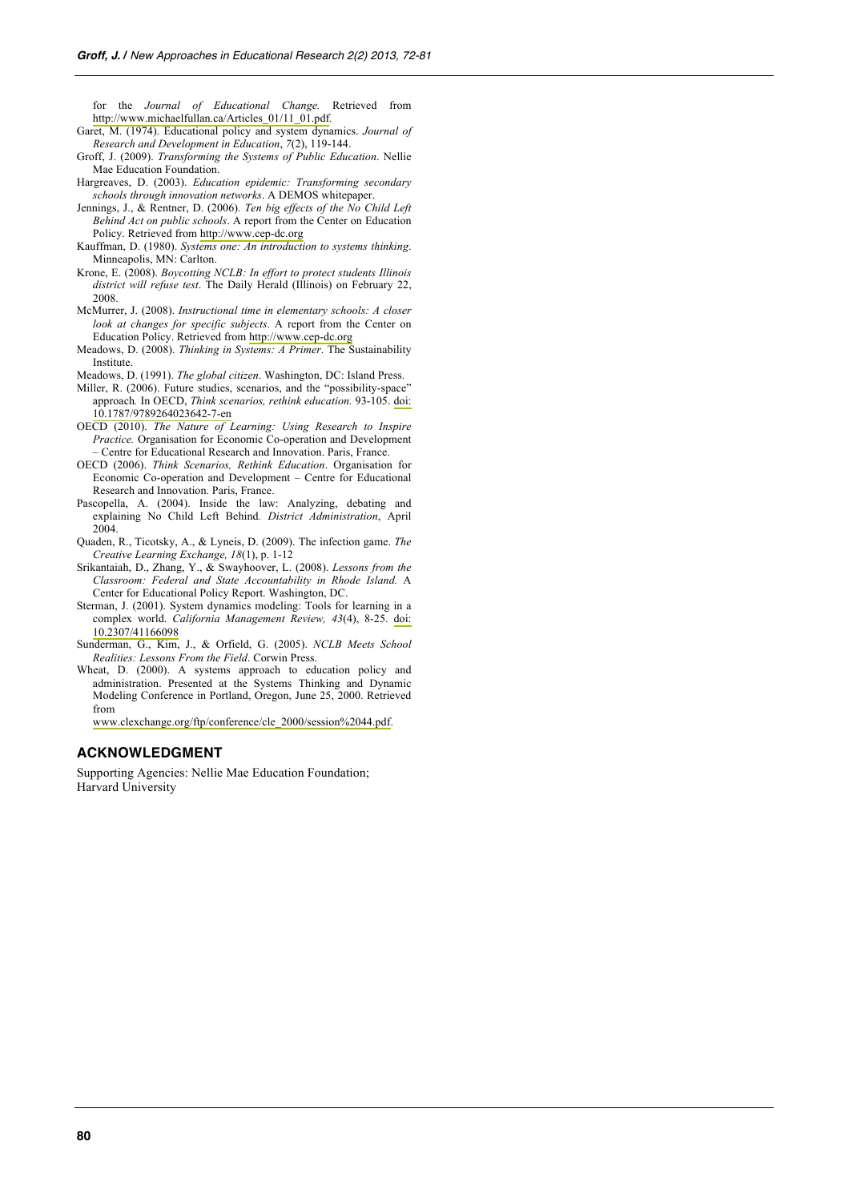for the *Journal of Educational Change.* Retrieved from http://www.michaelfullan.ca/Articles_01/11_01.pdf.

Garet, M. (1974). Educational policy and system dynamics. *Journal of Research and Development in Education*, *7*(2), 119-144.

Groff, J. (2009). *Transforming the Systems of Public Education*. Nellie Mae Education Foundation.

Hargreaves, D. (2003). *Education epidemic: Transforming secondary schools through innovation networks*. A DEMOS whitepaper.

Jennings, J., & Rentner, D. (2006). *Ten big effects of the No Child Left Behind Act on public schools*. A report from the Center on Education Policy. Retrieved from http://www.cep-dc.org

Kauffman, D. (1980). *Systems one: An introduction to systems thinking*. Minneapolis, MN: Carlton.

Krone, E. (2008). *Boycotting NCLB: In effort to protect students Illinois district will refuse test*. The Daily Herald (Illinois) on February 22, 2008.

McMurrer, J. (2008). *Instructional time in elementary schools: A closer look at changes for specific subjects*. A report from the Center on Education Policy. Retrieved from http://www.cep-dc.org

Meadows, D. (2008). *Thinking in Systems: A Primer*. The Sustainability Institute.

Meadows, D. (1991). *The global citizen*. Washington, DC: Island Press.

Miller, R. (2006). Future studies, scenarios, and the "possibility-space" approach*.* In OECD, *Think scenarios, rethink education.* 93-105. doi: 10.1787/9789264023642-7-en

OECD (2010). *The Nature of Learning: Using Research to Inspire Practice.* Organisation for Economic Co-operation and Development – Centre for Educational Research and Innovation. Paris, France.

OECD (2006). *Think Scenarios, Rethink Education*. Organisation for Economic Co-operation and Development – Centre for Educational Research and Innovation. Paris, France.

Pascopella, A. (2004). Inside the law: Analyzing, debating and explaining No Child Left Behind*. District Administration*, April 2004.

Quaden, R., Ticotsky, A., & Lyneis, D. (2009). The infection game. *The Creative Learning Exchange, 18*(1), p. 1-12

Srikantaiah, D., Zhang, Y., & Swayhoover, L. (2008). *Lessons from the Classroom: Federal and State Accountability in Rhode Island.* A Center for Educational Policy Report. Washington, DC.

Sterman, J. (2001). System dynamics modeling: Tools for learning in a complex world. *California Management Review, 43*(4), 8-25. doi: 10.2307/41166098

Sunderman, G., Kim, J., & Orfield, G. (2005). *NCLB Meets School Realities: Lessons From the Field*. Corwin Press.

Wheat, D. (2000). A systems approach to education policy and administration. Presented at the Systems Thinking and Dynamic Modeling Conference in Portland, Oregon, June 25, 2000. Retrieved from www.clexchange.org/ftp/conference/cle_2000/session%2044.pdf.

## ACKNOWLEDGMENT

Supporting Agencies: Nellie Mae Education Foundation; Harvard University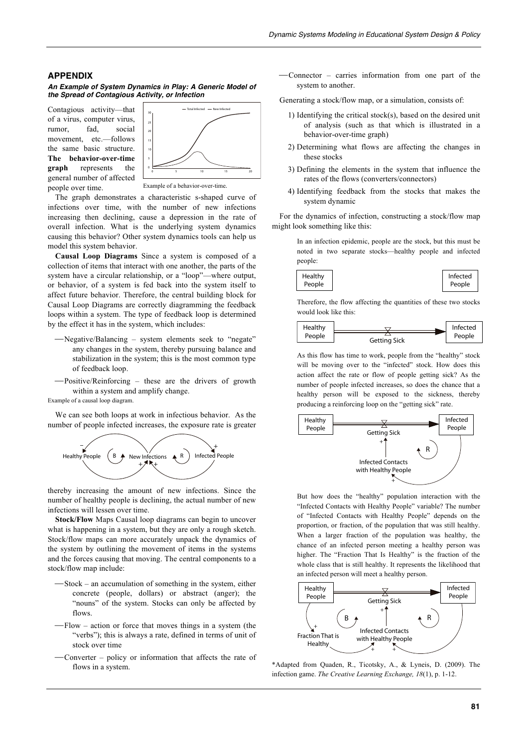## APPENDIX

### *An Example of System Dynamics in Play: A Generic Model of the Spread of Contagious Activity, or Infection*

Contagious activity—that of a virus, computer virus, rumor, fad, social movement, etc.—follows the same basic structure. **The behavior-over-time graph** represents the general number of affected people over time.

Total Infected
New Infected
30
25
20
15
10
5
0
0
5
10
15
20

Example of a behavior-over-time.

The graph demonstrates a characteristic s-shaped curve of infections over time, with the number of new infections increasing then declining, cause a depression in the rate of overall infection. What is the underlying system dynamics causing this behavior? Other system dynamics tools can help us model this system behavior.

**Causal Loop Diagrams** Since a system is composed of a collection of items that interact with one another, the parts of the system have a circular relationship, or a "loop"—where output, or behavior, of a system is fed back into the system itself to affect future behavior. Therefore, the central building block for Causal Loop Diagrams are correctly diagramming the feedback loops within a system. The type of feedback loop is determined by the effect it has in the system, which includes:

- Negative/Balancing – system elements seek to "negate" any changes in the system, thereby pursuing balance and stabilization in the system; this is the most common type of feedback loop.
- Positive/Reinforcing – these are the drivers of growth within a system and amplify change.

Example of a causal loop diagram.

We can see both loops at work in infectious behavior. As the number of people infected increases, the exposure rate is greater

Healthy People
B
New Infections
R
Infected People
–
+
+
+

thereby increasing the amount of new infections. Since the number of healthy people is declining, the actual number of new infections will lessen over time.

**Stock/Flow** Maps Causal loop diagrams can begin to uncover what is happening in a system, but they are only a rough sketch. Stock/flow maps can more accurately unpack the dynamics of the system by outlining the movement of items in the systems and the forces causing that moving. The central components to a stock/flow map include:

- Stock – an accumulation of something in the system, either concrete (people, dollars) or abstract (anger); the "nouns" of the system. Stocks can only be affected by flows.
- Flow – action or force that moves things in a system (the "verbs"); this is always a rate, defined in terms of unit of stock over time
- Converter – policy or information that affects the rate of flows in a system.
- Connector – carries information from one part of the system to another.

Generating a stock/flow map, or a simulation, consists of:

1) Identifying the critical stock(s), based on the desired unit of analysis (such as that which is illustrated in a behavior-over-time graph)
2) Determining what flows are affecting the changes in these stocks
3) Defining the elements in the system that influence the rates of the flows (converters/connectors)
4) Identifying feedback from the stocks that makes the system dynamic

For the dynamics of infection, constructing a stock/flow map might look something like this:

> In an infection epidemic, people are the stock, but this must be noted in two separate stocks—healthy people and infected people:

Healthy People
Infected People

> Therefore, the flow affecting the quantities of these two stocks would look like this:

Healthy People
Getting Sick
Infected People

> As this flow has time to work, people from the "healthy" stock will be moving over to the "infected" stock. How does this action affect the rate or flow of people getting sick? As the number of people infected increases, so does the chance that a healthy person will be exposed to the sickness, thereby producing a reinforcing loop on the "getting sick" rate.

Healthy People
Getting Sick
Infected People
+
R
Infected Contacts with Healthy People
+

> But how does the "healthy" population interaction with the "Infected Contacts with Healthy People" variable? The number of "Infected Contacts with Healthy People" depends on the proportion, or fraction, of the population that was still healthy. When a larger fraction of the population was healthy, the chance of an infected person meeting a healthy person was higher. The "Fraction That Is Healthy" is the fraction of the whole class that is still healthy. It represents the likelihood that an infected person will meet a healthy person.

Healthy People
Getting Sick
Infected People
+
B
R
+
Fraction That is Healthy
Infected Contacts with Healthy People
+
+

*Adapted from Quaden, R., Ticotsky, A., & Lyneis, D. (2009). The infection game. *The Creative Learning Exchange, 18*(1), p. 1-12.